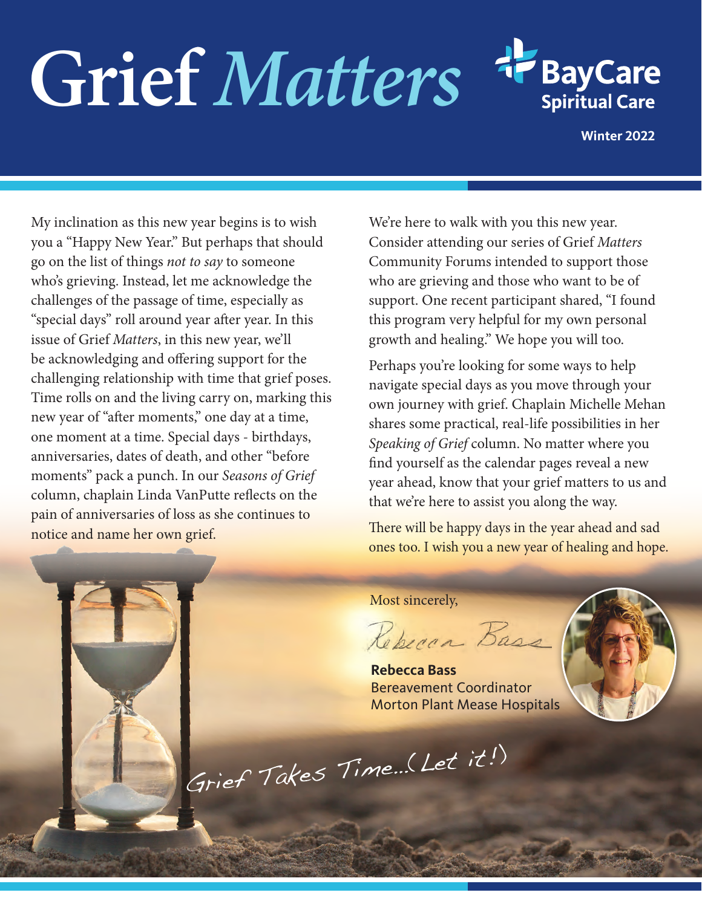# Grief *Matters*

BayCare Spiritual Care

Winter 2022

My inclination as this new year begins is to wish you a "Happy New Year." But perhaps that should go on the list of things *not to say* to someone who's grieving. Instead, let me acknowledge the challenges of the passage of time, especially as "special days" roll around year after year. In this issue of Grief *Matters*, in this new year, we'll be acknowledging and offering support for the challenging relationship with time that grief poses. Time rolls on and the living carry on, marking this new year of "after moments," one day at a time, one moment at a time. Special days - birthdays, anniversaries, dates of death, and other "before moments" pack a punch. In our *Seasons of Grief* column, chaplain Linda VanPutte reflects on the pain of anniversaries of loss as she continues to notice and name her own grief.

We're here to walk with you this new year. Consider attending our series of Grief *Matters* Community Forums intended to support those who are grieving and those who want to be of support. One recent participant shared, "I found this program very helpful for my own personal growth and healing." We hope you will too.

Perhaps you're looking for some ways to help navigate special days as you move through your own journey with grief. Chaplain Michelle Mehan shares some practical, real-life possibilities in her *Speaking of Grief* column. No matter where you find yourself as the calendar pages reveal a new year ahead, know that your grief matters to us and that we're here to assist you along the way.

There will be happy days in the year ahead and sad ones too. I wish you a new year of healing and hope.

Most sincerely,

Rebecca Bass

**Rebecca Bass**
Bereavement Coordinator
Morton Plant Mease Hospitals

Grief Takes Time...(Let it!)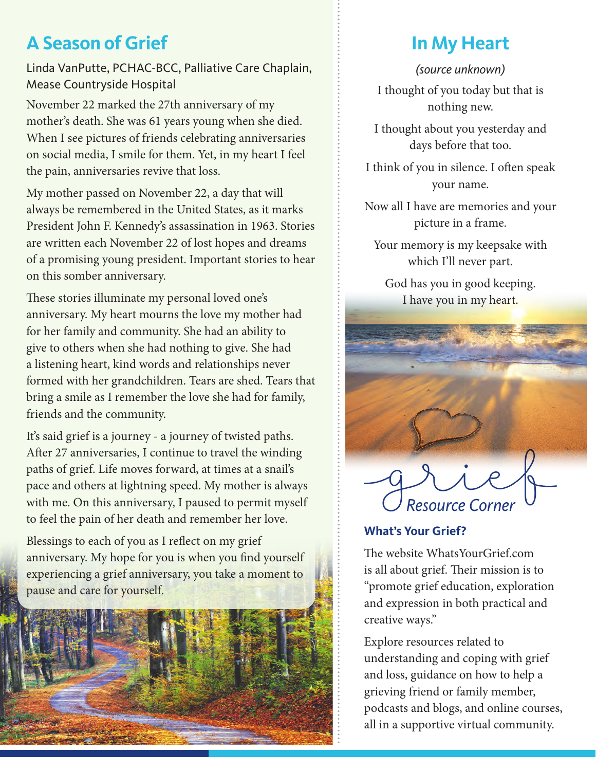## A Season of Grief

Linda VanPutte, PCHAC-BCC, Palliative Care Chaplain, Mease Countryside Hospital

November 22 marked the 27th anniversary of my mother's death. She was 61 years young when she died. When I see pictures of friends celebrating anniversaries on social media, I smile for them. Yet, in my heart I feel the pain, anniversaries revive that loss.

My mother passed on November 22, a day that will always be remembered in the United States, as it marks President John F. Kennedy's assassination in 1963. Stories are written each November 22 of lost hopes and dreams of a promising young president. Important stories to hear on this somber anniversary.

These stories illuminate my personal loved one's anniversary. My heart mourns the love my mother had for her family and community. She had an ability to give to others when she had nothing to give. She had a listening heart, kind words and relationships never formed with her grandchildren. Tears are shed. Tears that bring a smile as I remember the love she had for family, friends and the community.

It's said grief is a journey - a journey of twisted paths. After 27 anniversaries, I continue to travel the winding paths of grief. Life moves forward, at times at a snail's pace and others at lightning speed. My mother is always with me. On this anniversary, I paused to permit myself to feel the pain of her death and remember her love.

Blessings to each of you as I reflect on my grief anniversary. My hope for you is when you find yourself experiencing a grief anniversary, you take a moment to pause and care for yourself.

## In My Heart

*(source unknown)*

I thought of you today but that is nothing new.

I thought about you yesterday and days before that too.

I think of you in silence. I often speak your name.

Now all I have are memories and your picture in a frame.

Your memory is my keepsake with which I'll never part.

God has you in good keeping. I have you in my heart.

## grief Resource Corner

### What's Your Grief?

The website WhatsYourGrief.com is all about grief. Their mission is to "promote grief education, exploration and expression in both practical and creative ways."

Explore resources related to understanding and coping with grief and loss, guidance on how to help a grieving friend or family member, podcasts and blogs, and online courses, all in a supportive virtual community.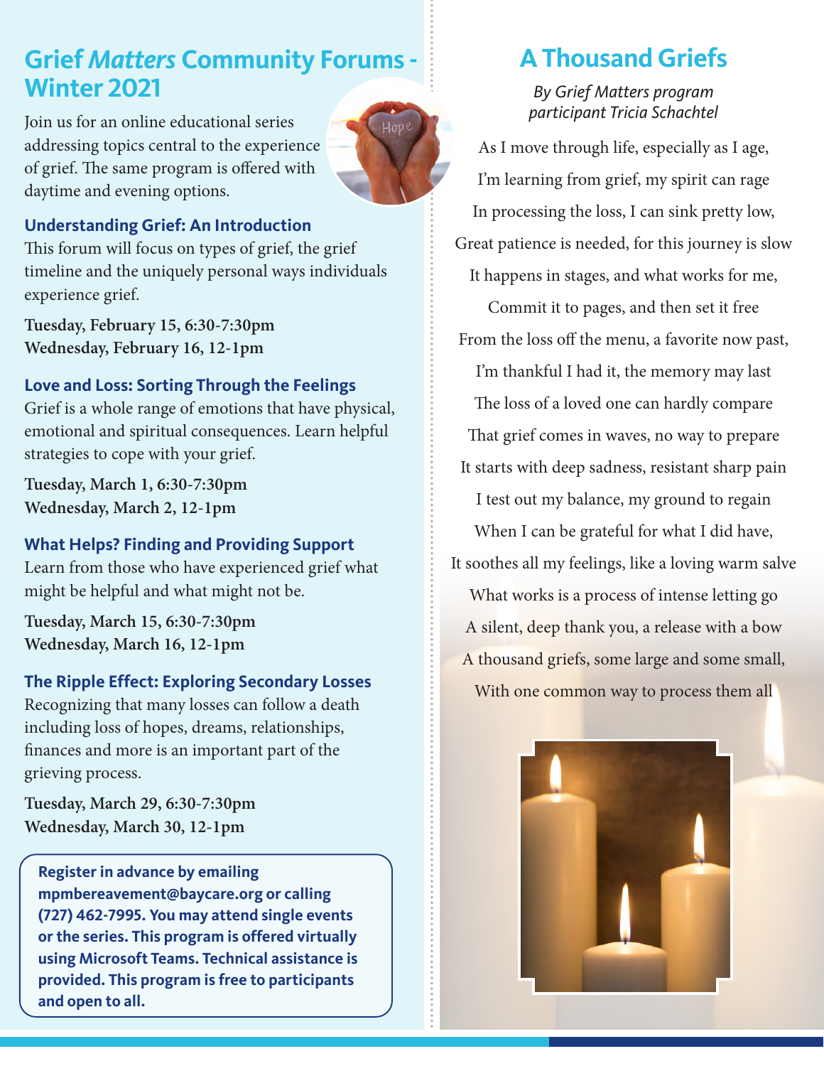## Grief *Matters* Community Forums - Winter 2021

Join us for an online educational series addressing topics central to the experience of grief. The same program is offered with daytime and evening options.

### Understanding Grief: An Introduction

This forum will focus on types of grief, the grief timeline and the uniquely personal ways individuals experience grief.

**Tuesday, February 15, 6:30-7:30pm**
**Wednesday, February 16, 12-1pm**

### Love and Loss: Sorting Through the Feelings

Grief is a whole range of emotions that have physical, emotional and spiritual consequences. Learn helpful strategies to cope with your grief.

**Tuesday, March 1, 6:30-7:30pm**
**Wednesday, March 2, 12-1pm**

### What Helps? Finding and Providing Support

Learn from those who have experienced grief what might be helpful and what might not be.

**Tuesday, March 15, 6:30-7:30pm**
**Wednesday, March 16, 12-1pm**

### The Ripple Effect: Exploring Secondary Losses

Recognizing that many losses can follow a death including loss of hopes, dreams, relationships, finances and more is an important part of the grieving process.

**Tuesday, March 29, 6:30-7:30pm**
**Wednesday, March 30, 12-1pm**

**Register in advance by emailing mpmbereavement@baycare.org or calling (727) 462-7995. You may attend single events or the series. This program is offered virtually using Microsoft Teams. Technical assistance is provided. This program is free to participants and open to all.**

## A Thousand Griefs

*By Grief Matters program participant Tricia Schachtel*

As I move through life, especially as I age,
I'm learning from grief, my spirit can rage
In processing the loss, I can sink pretty low,
Great patience is needed, for this journey is slow
It happens in stages, and what works for me,
Commit it to pages, and then set it free
From the loss off the menu, a favorite now past,
I'm thankful I had it, the memory may last
The loss of a loved one can hardly compare
That grief comes in waves, no way to prepare
It starts with deep sadness, resistant sharp pain
I test out my balance, my ground to regain
When I can be grateful for what I did have,
It soothes all my feelings, like a loving warm salve
What works is a process of intense letting go
A silent, deep thank you, a release with a bow
A thousand griefs, some large and some small,
With one common way to process them all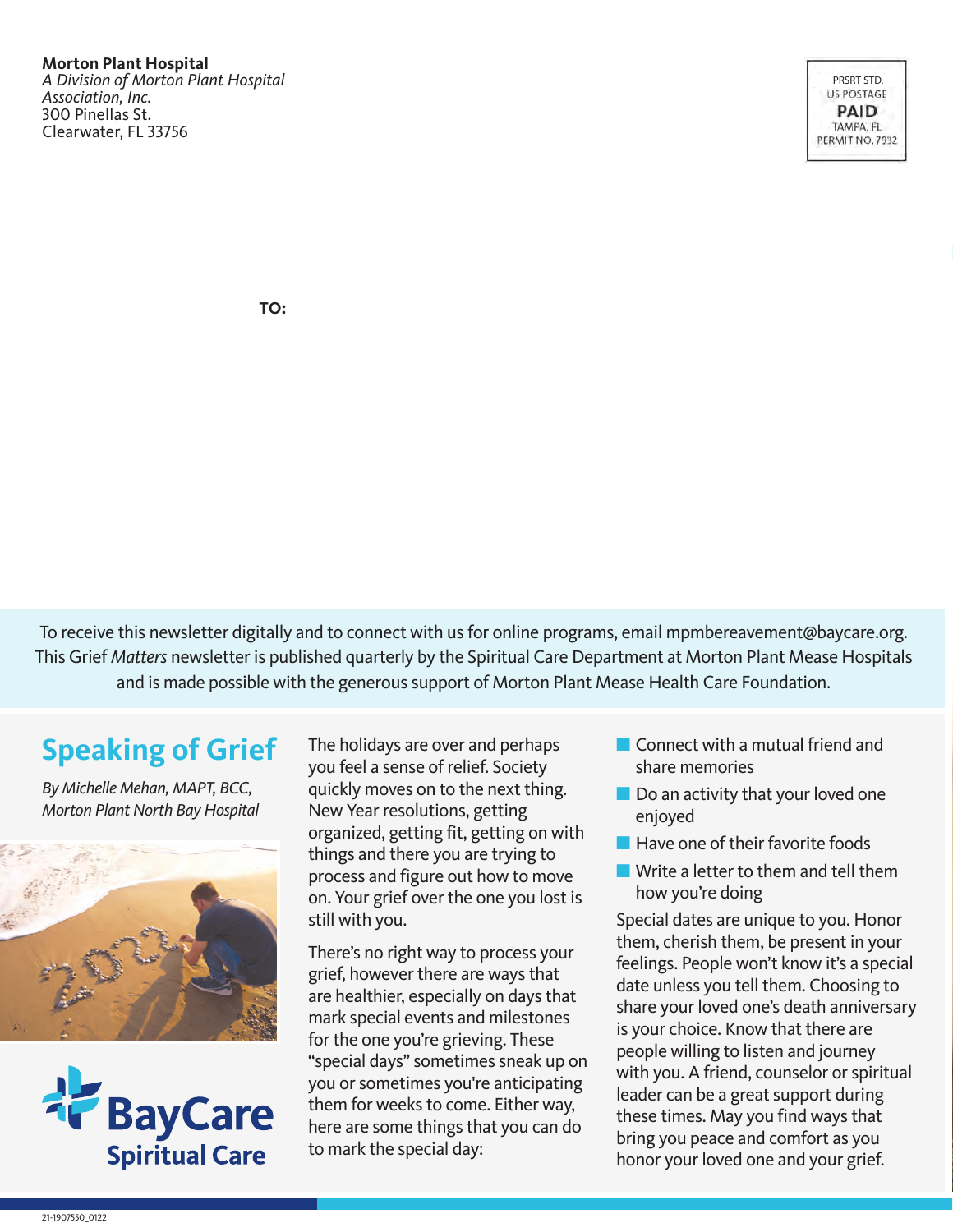**Morton Plant Hospital**
*A Division of Morton Plant Hospital Association, Inc.*
300 Pinellas St.
Clearwater, FL 33756

PRSRT STD.
US POSTAGE
**PAID**
TAMPA, FL
PERMIT NO. 7932

**TO:**

To receive this newsletter digitally and to connect with us for online programs, email mpmbereavement@baycare.org. This Grief *Matters* newsletter is published quarterly by the Spiritual Care Department at Morton Plant Mease Hospitals and is made possible with the generous support of Morton Plant Mease Health Care Foundation.

## Speaking of Grief

*By Michelle Mehan, MAPT, BCC, Morton Plant North Bay Hospital*

The holidays are over and perhaps you feel a sense of relief. Society quickly moves on to the next thing. New Year resolutions, getting organized, getting fit, getting on with things and there you are trying to process and figure out how to move on. Your grief over the one you lost is still with you.

There's no right way to process your grief, however there are ways that are healthier, especially on days that mark special events and milestones for the one you're grieving. These "special days" sometimes sneak up on you or sometimes you're anticipating them for weeks to come. Either way, here are some things that you can do to mark the special day:

- Connect with a mutual friend and share memories
- Do an activity that your loved one enjoyed
- Have one of their favorite foods
- Write a letter to them and tell them how you're doing

Special dates are unique to you. Honor them, cherish them, be present in your feelings. People won't know it's a special date unless you tell them. Choosing to share your loved one's death anniversary is your choice. Know that there are people willing to listen and journey with you. A friend, counselor or spiritual leader can be a great support during these times. May you find ways that bring you peace and comfort as you honor your loved one and your grief.

BayCare Spiritual Care

21-1907550_0122